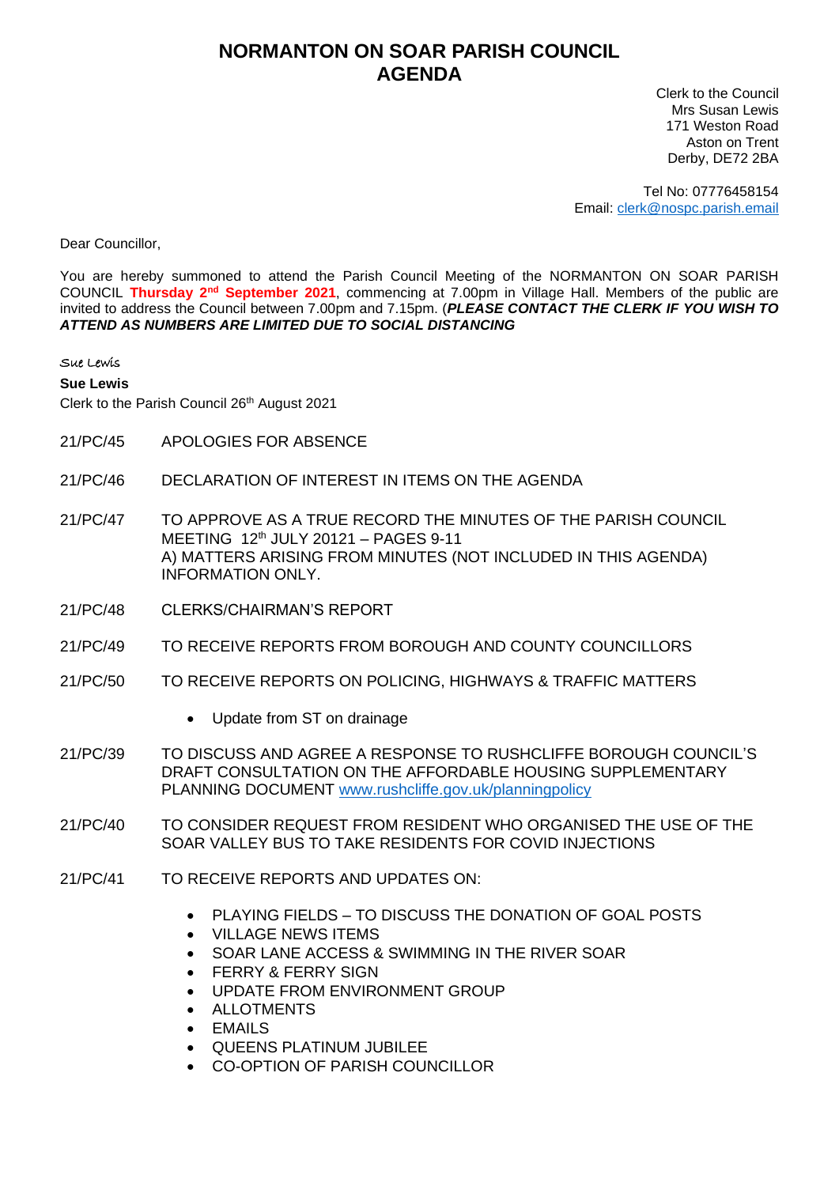# NORMANTON ON SOAR PARISH COUNCIL
# AGENDA

Clerk to the Council
Mrs Susan Lewis
171 Weston Road
Aston on Trent
Derby, DE72 2BA

Tel No: 07776458154
Email: clerk@nospc.parish.email

Dear Councillor,

You are hereby summoned to attend the Parish Council Meeting of the NORMANTON ON SOAR PARISH COUNCIL **Thursday 2nd September 2021**, commencing at 7.00pm in Village Hall. Members of the public are invited to address the Council between 7.00pm and 7.15pm. (***PLEASE CONTACT THE CLERK IF YOU WISH TO ATTEND AS NUMBERS ARE LIMITED DUE TO SOCIAL DISTANCING***

Sue Lewis

**Sue Lewis**
Clerk to the Parish Council 26th August 2021

21/PC/45 APOLOGIES FOR ABSENCE

21/PC/46 DECLARATION OF INTEREST IN ITEMS ON THE AGENDA

21/PC/47 TO APPROVE AS A TRUE RECORD THE MINUTES OF THE PARISH COUNCIL MEETING 12th JULY 20121 – PAGES 9-11
A) MATTERS ARISING FROM MINUTES (NOT INCLUDED IN THIS AGENDA) INFORMATION ONLY.

21/PC/48 CLERKS/CHAIRMAN'S REPORT

21/PC/49 TO RECEIVE REPORTS FROM BOROUGH AND COUNTY COUNCILLORS

21/PC/50 TO RECEIVE REPORTS ON POLICING, HIGHWAYS & TRAFFIC MATTERS

- Update from ST on drainage

21/PC/39 TO DISCUSS AND AGREE A RESPONSE TO RUSHCLIFFE BOROUGH COUNCIL'S DRAFT CONSULTATION ON THE AFFORDABLE HOUSING SUPPLEMENTARY PLANNING DOCUMENT www.rushcliffe.gov.uk/planningpolicy

21/PC/40 TO CONSIDER REQUEST FROM RESIDENT WHO ORGANISED THE USE OF THE SOAR VALLEY BUS TO TAKE RESIDENTS FOR COVID INJECTIONS

21/PC/41 TO RECEIVE REPORTS AND UPDATES ON:

- PLAYING FIELDS – TO DISCUSS THE DONATION OF GOAL POSTS
- VILLAGE NEWS ITEMS
- SOAR LANE ACCESS & SWIMMING IN THE RIVER SOAR
- FERRY & FERRY SIGN
- UPDATE FROM ENVIRONMENT GROUP
- ALLOTMENTS
- EMAILS
- QUEENS PLATINUM JUBILEE
- CO-OPTION OF PARISH COUNCILLOR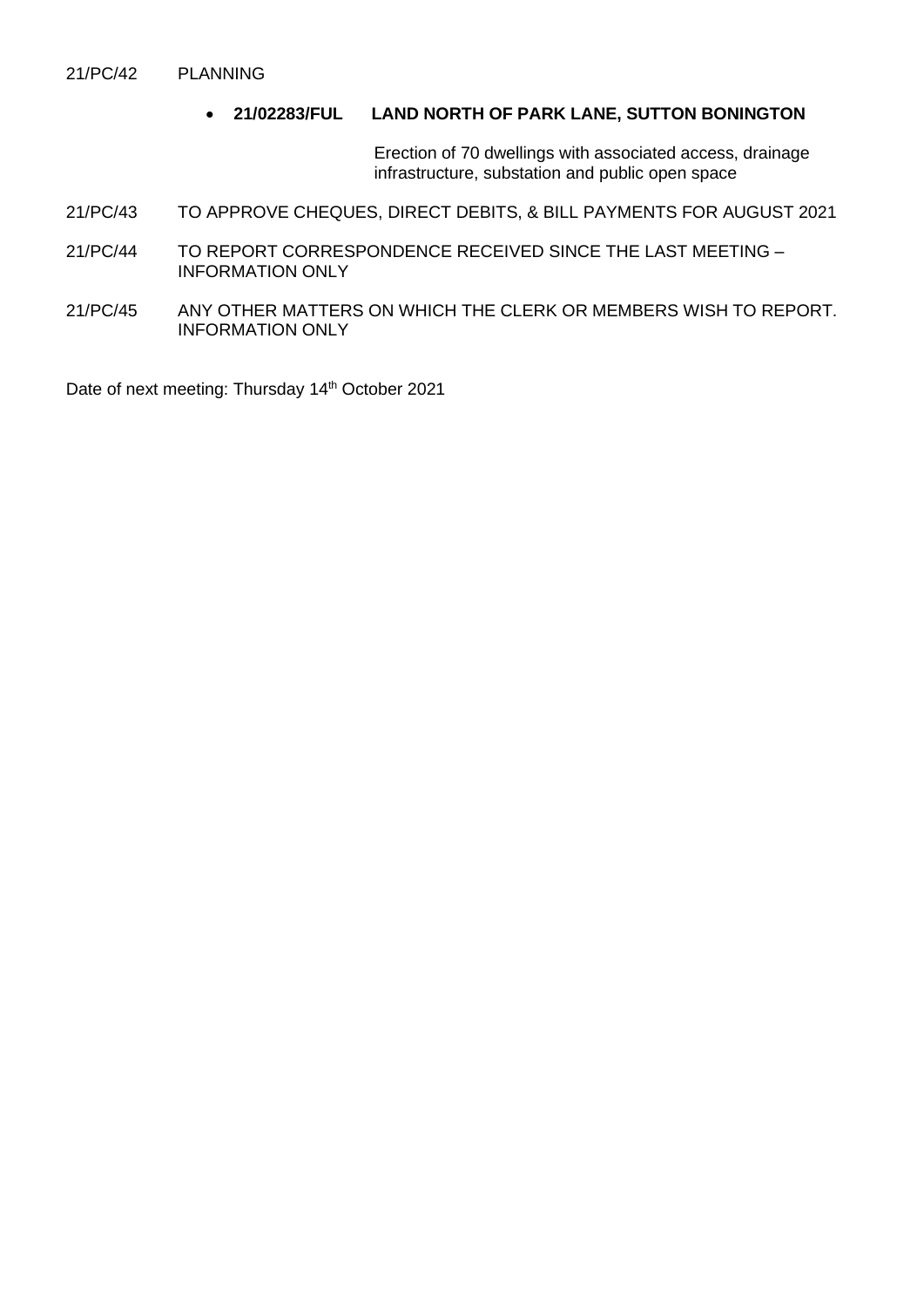21/PC/42 PLANNING

- **21/02283/FUL LAND NORTH OF PARK LANE, SUTTON BONINGTON**

  Erection of 70 dwellings with associated access, drainage infrastructure, substation and public open space

21/PC/43 TO APPROVE CHEQUES, DIRECT DEBITS, & BILL PAYMENTS FOR AUGUST 2021

21/PC/44 TO REPORT CORRESPONDENCE RECEIVED SINCE THE LAST MEETING – INFORMATION ONLY

21/PC/45 ANY OTHER MATTERS ON WHICH THE CLERK OR MEMBERS WISH TO REPORT. INFORMATION ONLY

Date of next meeting: Thursday 14th October 2021